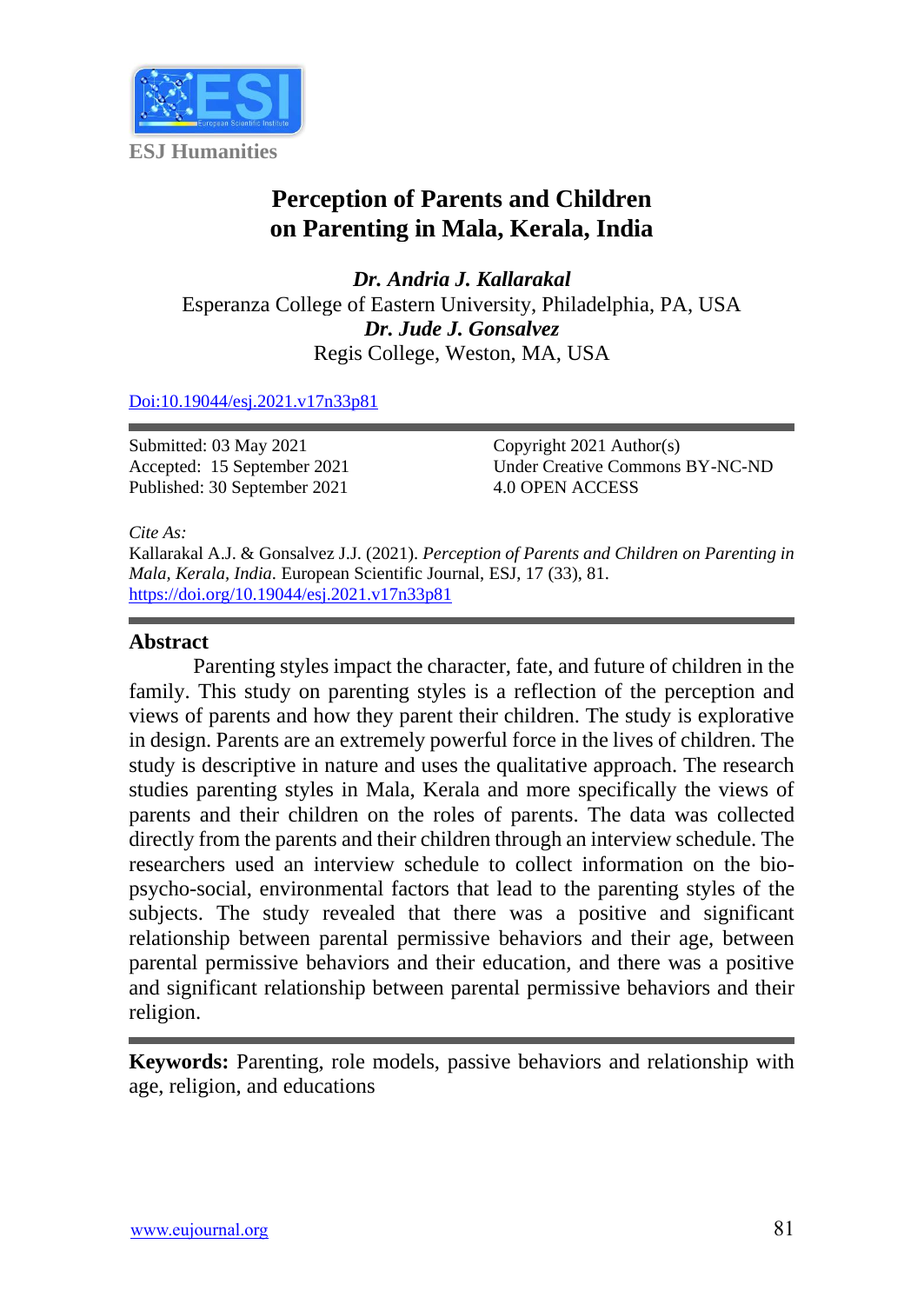ESJ Humanities

# Perception of Parents and Children on Parenting in Mala, Kerala, India

***Dr. Andria J. Kallarakal***
Esperanza College of Eastern University, Philadelphia, PA, USA
***Dr. Jude J. Gonsalvez***
Regis College, Weston, MA, USA

Doi:10.19044/esj.2021.v17n33p81

Submitted: 03 May 2021
Accepted: 15 September 2021
Published: 30 September 2021

Copyright 2021 Author(s)
Under Creative Commons BY-NC-ND 4.0 OPEN ACCESS

*Cite As:*
Kallarakal A.J. & Gonsalvez J.J. (2021). *Perception of Parents and Children on Parenting in Mala, Kerala, India.* European Scientific Journal, ESJ, 17 (33), 81. https://doi.org/10.19044/esj.2021.v17n33p81

## Abstract

Parenting styles impact the character, fate, and future of children in the family. This study on parenting styles is a reflection of the perception and views of parents and how they parent their children. The study is explorative in design. Parents are an extremely powerful force in the lives of children. The study is descriptive in nature and uses the qualitative approach. The research studies parenting styles in Mala, Kerala and more specifically the views of parents and their children on the roles of parents. The data was collected directly from the parents and their children through an interview schedule. The researchers used an interview schedule to collect information on the bio-psycho-social, environmental factors that lead to the parenting styles of the subjects. The study revealed that there was a positive and significant relationship between parental permissive behaviors and their age, between parental permissive behaviors and their education, and there was a positive and significant relationship between parental permissive behaviors and their religion.

**Keywords:** Parenting, role models, passive behaviors and relationship with age, religion, and educations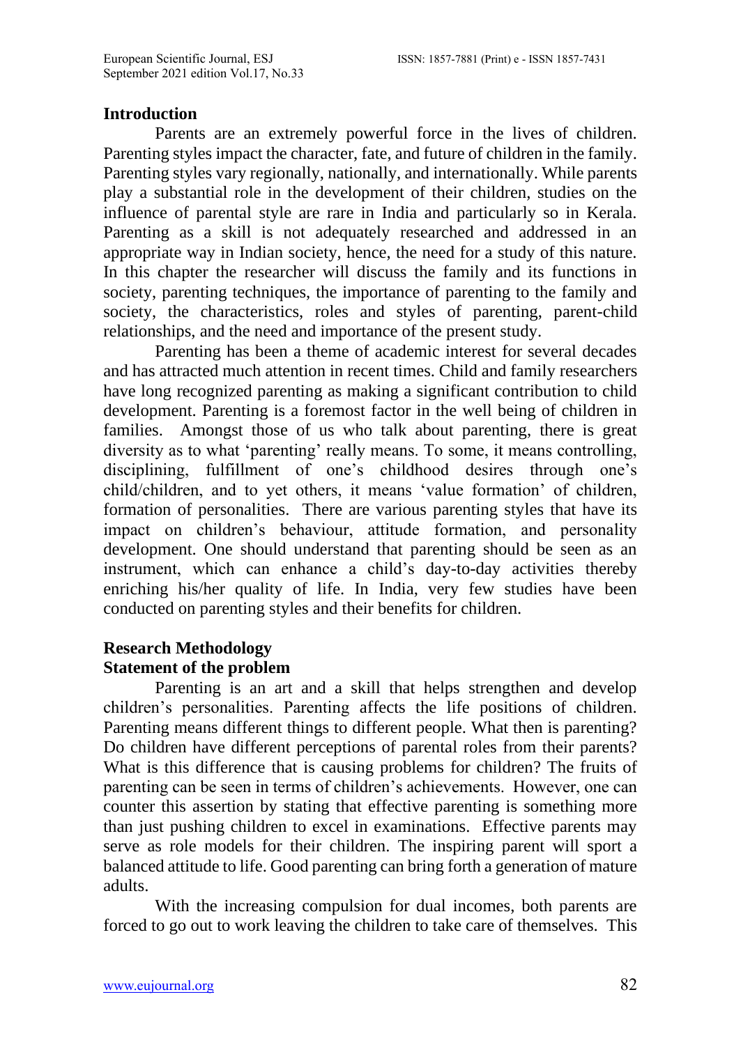## Introduction

Parents are an extremely powerful force in the lives of children. Parenting styles impact the character, fate, and future of children in the family. Parenting styles vary regionally, nationally, and internationally. While parents play a substantial role in the development of their children, studies on the influence of parental style are rare in India and particularly so in Kerala. Parenting as a skill is not adequately researched and addressed in an appropriate way in Indian society, hence, the need for a study of this nature. In this chapter the researcher will discuss the family and its functions in society, parenting techniques, the importance of parenting to the family and society, the characteristics, roles and styles of parenting, parent-child relationships, and the need and importance of the present study.

Parenting has been a theme of academic interest for several decades and has attracted much attention in recent times. Child and family researchers have long recognized parenting as making a significant contribution to child development. Parenting is a foremost factor in the well being of children in families. Amongst those of us who talk about parenting, there is great diversity as to what 'parenting' really means. To some, it means controlling, disciplining, fulfillment of one's childhood desires through one's child/children, and to yet others, it means 'value formation' of children, formation of personalities. There are various parenting styles that have its impact on children's behaviour, attitude formation, and personality development. One should understand that parenting should be seen as an instrument, which can enhance a child's day-to-day activities thereby enriching his/her quality of life. In India, very few studies have been conducted on parenting styles and their benefits for children.

## Research Methodology

### Statement of the problem

Parenting is an art and a skill that helps strengthen and develop children's personalities. Parenting affects the life positions of children. Parenting means different things to different people. What then is parenting? Do children have different perceptions of parental roles from their parents? What is this difference that is causing problems for children? The fruits of parenting can be seen in terms of children's achievements. However, one can counter this assertion by stating that effective parenting is something more than just pushing children to excel in examinations. Effective parents may serve as role models for their children. The inspiring parent will sport a balanced attitude to life. Good parenting can bring forth a generation of mature adults.

With the increasing compulsion for dual incomes, both parents are forced to go out to work leaving the children to take care of themselves. This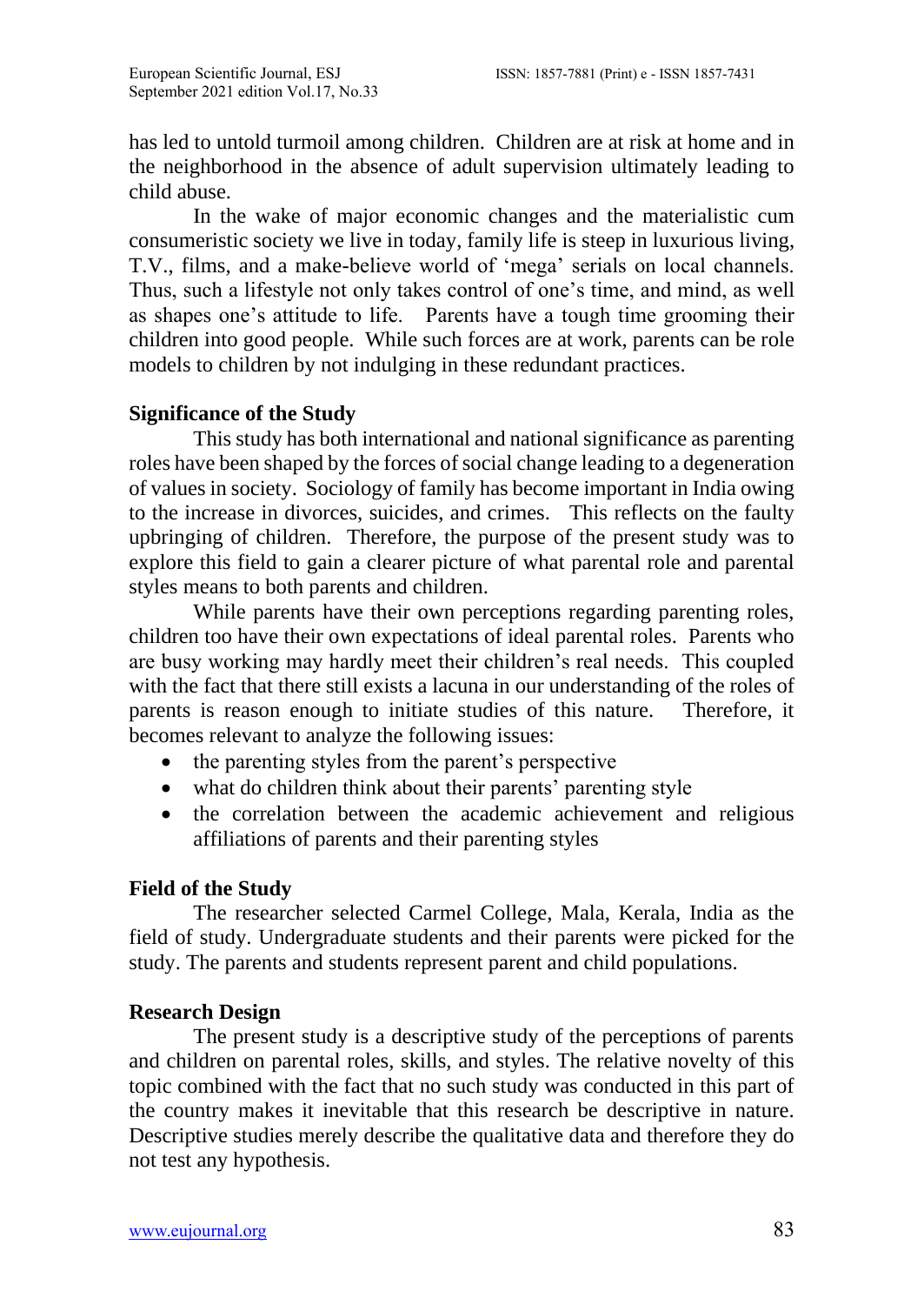has led to untold turmoil among children. Children are at risk at home and in the neighborhood in the absence of adult supervision ultimately leading to child abuse.

In the wake of major economic changes and the materialistic cum consumeristic society we live in today, family life is steep in luxurious living, T.V., films, and a make-believe world of 'mega' serials on local channels. Thus, such a lifestyle not only takes control of one's time, and mind, as well as shapes one's attitude to life. Parents have a tough time grooming their children into good people. While such forces are at work, parents can be role models to children by not indulging in these redundant practices.

### Significance of the Study

This study has both international and national significance as parenting roles have been shaped by the forces of social change leading to a degeneration of values in society. Sociology of family has become important in India owing to the increase in divorces, suicides, and crimes. This reflects on the faulty upbringing of children. Therefore, the purpose of the present study was to explore this field to gain a clearer picture of what parental role and parental styles means to both parents and children.

While parents have their own perceptions regarding parenting roles, children too have their own expectations of ideal parental roles. Parents who are busy working may hardly meet their children's real needs. This coupled with the fact that there still exists a lacuna in our understanding of the roles of parents is reason enough to initiate studies of this nature. Therefore, it becomes relevant to analyze the following issues:

- the parenting styles from the parent's perspective
- what do children think about their parents' parenting style
- the correlation between the academic achievement and religious affiliations of parents and their parenting styles

### Field of the Study

The researcher selected Carmel College, Mala, Kerala, India as the field of study. Undergraduate students and their parents were picked for the study. The parents and students represent parent and child populations.

### Research Design

The present study is a descriptive study of the perceptions of parents and children on parental roles, skills, and styles. The relative novelty of this topic combined with the fact that no such study was conducted in this part of the country makes it inevitable that this research be descriptive in nature. Descriptive studies merely describe the qualitative data and therefore they do not test any hypothesis.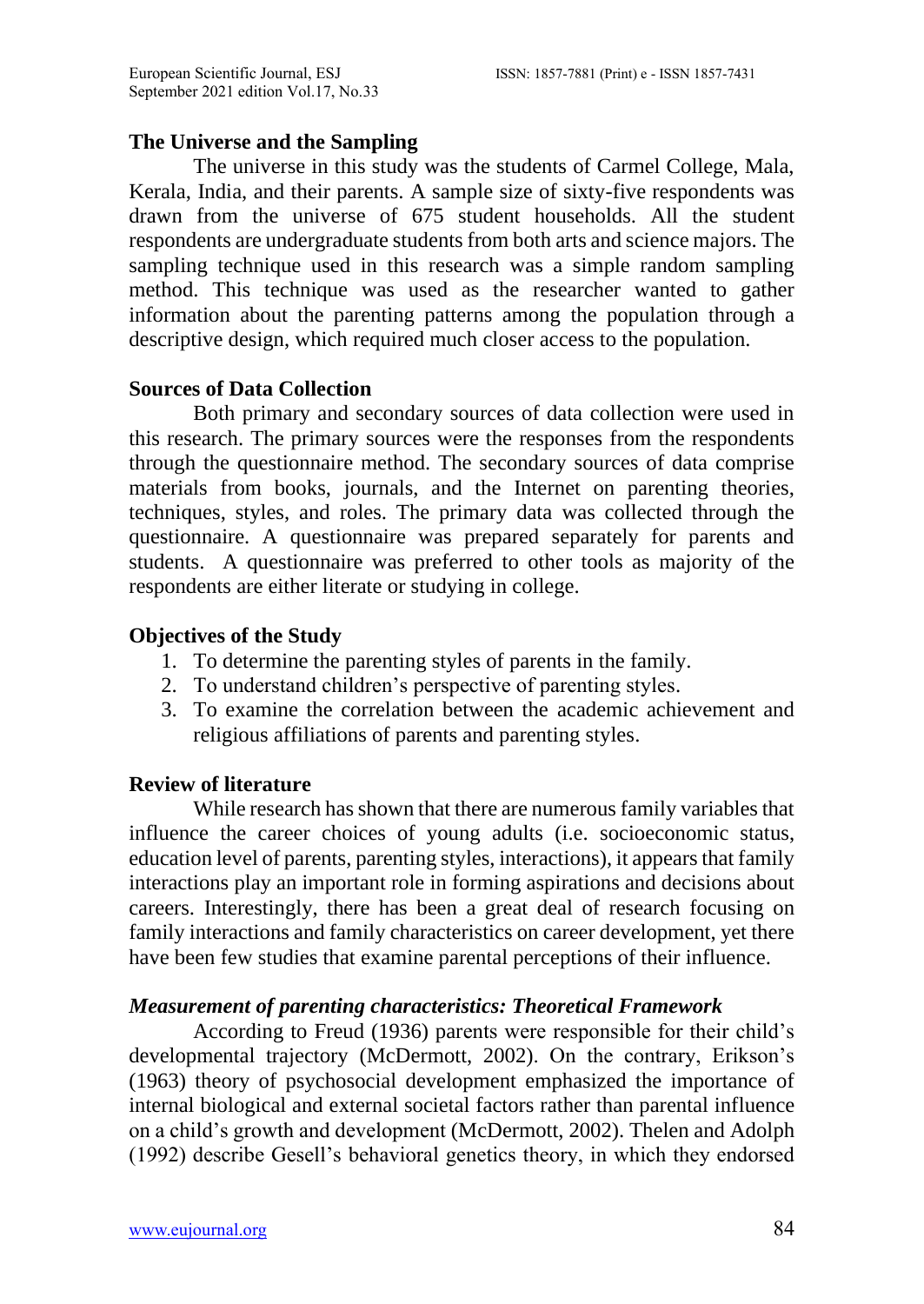## The Universe and the Sampling

The universe in this study was the students of Carmel College, Mala, Kerala, India, and their parents. A sample size of sixty-five respondents was drawn from the universe of 675 student households. All the student respondents are undergraduate students from both arts and science majors. The sampling technique used in this research was a simple random sampling method. This technique was used as the researcher wanted to gather information about the parenting patterns among the population through a descriptive design, which required much closer access to the population.

## Sources of Data Collection

Both primary and secondary sources of data collection were used in this research. The primary sources were the responses from the respondents through the questionnaire method. The secondary sources of data comprise materials from books, journals, and the Internet on parenting theories, techniques, styles, and roles. The primary data was collected through the questionnaire. A questionnaire was prepared separately for parents and students. A questionnaire was preferred to other tools as majority of the respondents are either literate or studying in college.

## Objectives of the Study

1. To determine the parenting styles of parents in the family.
2. To understand children's perspective of parenting styles.
3. To examine the correlation between the academic achievement and religious affiliations of parents and parenting styles.

## Review of literature

While research has shown that there are numerous family variables that influence the career choices of young adults (i.e. socioeconomic status, education level of parents, parenting styles, interactions), it appears that family interactions play an important role in forming aspirations and decisions about careers. Interestingly, there has been a great deal of research focusing on family interactions and family characteristics on career development, yet there have been few studies that examine parental perceptions of their influence.

### *Measurement of parenting characteristics: Theoretical Framework*

According to Freud (1936) parents were responsible for their child's developmental trajectory (McDermott, 2002). On the contrary, Erikson's (1963) theory of psychosocial development emphasized the importance of internal biological and external societal factors rather than parental influence on a child's growth and development (McDermott, 2002). Thelen and Adolph (1992) describe Gesell's behavioral genetics theory, in which they endorsed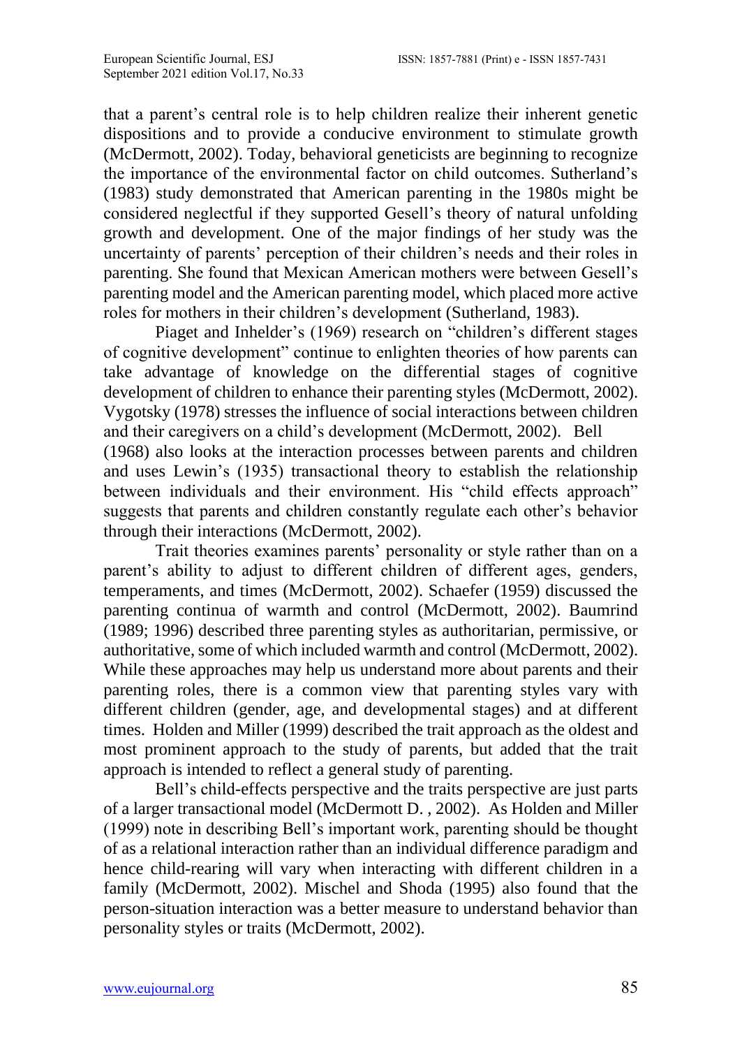that a parent's central role is to help children realize their inherent genetic dispositions and to provide a conducive environment to stimulate growth (McDermott, 2002). Today, behavioral geneticists are beginning to recognize the importance of the environmental factor on child outcomes. Sutherland's (1983) study demonstrated that American parenting in the 1980s might be considered neglectful if they supported Gesell's theory of natural unfolding growth and development. One of the major findings of her study was the uncertainty of parents' perception of their children's needs and their roles in parenting. She found that Mexican American mothers were between Gesell's parenting model and the American parenting model, which placed more active roles for mothers in their children's development (Sutherland, 1983).

Piaget and Inhelder's (1969) research on "children's different stages of cognitive development" continue to enlighten theories of how parents can take advantage of knowledge on the differential stages of cognitive development of children to enhance their parenting styles (McDermott, 2002). Vygotsky (1978) stresses the influence of social interactions between children and their caregivers on a child's development (McDermott, 2002). Bell (1968) also looks at the interaction processes between parents and children and uses Lewin's (1935) transactional theory to establish the relationship between individuals and their environment. His "child effects approach" suggests that parents and children constantly regulate each other's behavior through their interactions (McDermott, 2002).

Trait theories examines parents' personality or style rather than on a parent's ability to adjust to different children of different ages, genders, temperaments, and times (McDermott, 2002). Schaefer (1959) discussed the parenting continua of warmth and control (McDermott, 2002). Baumrind (1989; 1996) described three parenting styles as authoritarian, permissive, or authoritative, some of which included warmth and control (McDermott, 2002). While these approaches may help us understand more about parents and their parenting roles, there is a common view that parenting styles vary with different children (gender, age, and developmental stages) and at different times. Holden and Miller (1999) described the trait approach as the oldest and most prominent approach to the study of parents, but added that the trait approach is intended to reflect a general study of parenting.

Bell's child-effects perspective and the traits perspective are just parts of a larger transactional model (McDermott D. , 2002). As Holden and Miller (1999) note in describing Bell's important work, parenting should be thought of as a relational interaction rather than an individual difference paradigm and hence child-rearing will vary when interacting with different children in a family (McDermott, 2002). Mischel and Shoda (1995) also found that the person-situation interaction was a better measure to understand behavior than personality styles or traits (McDermott, 2002).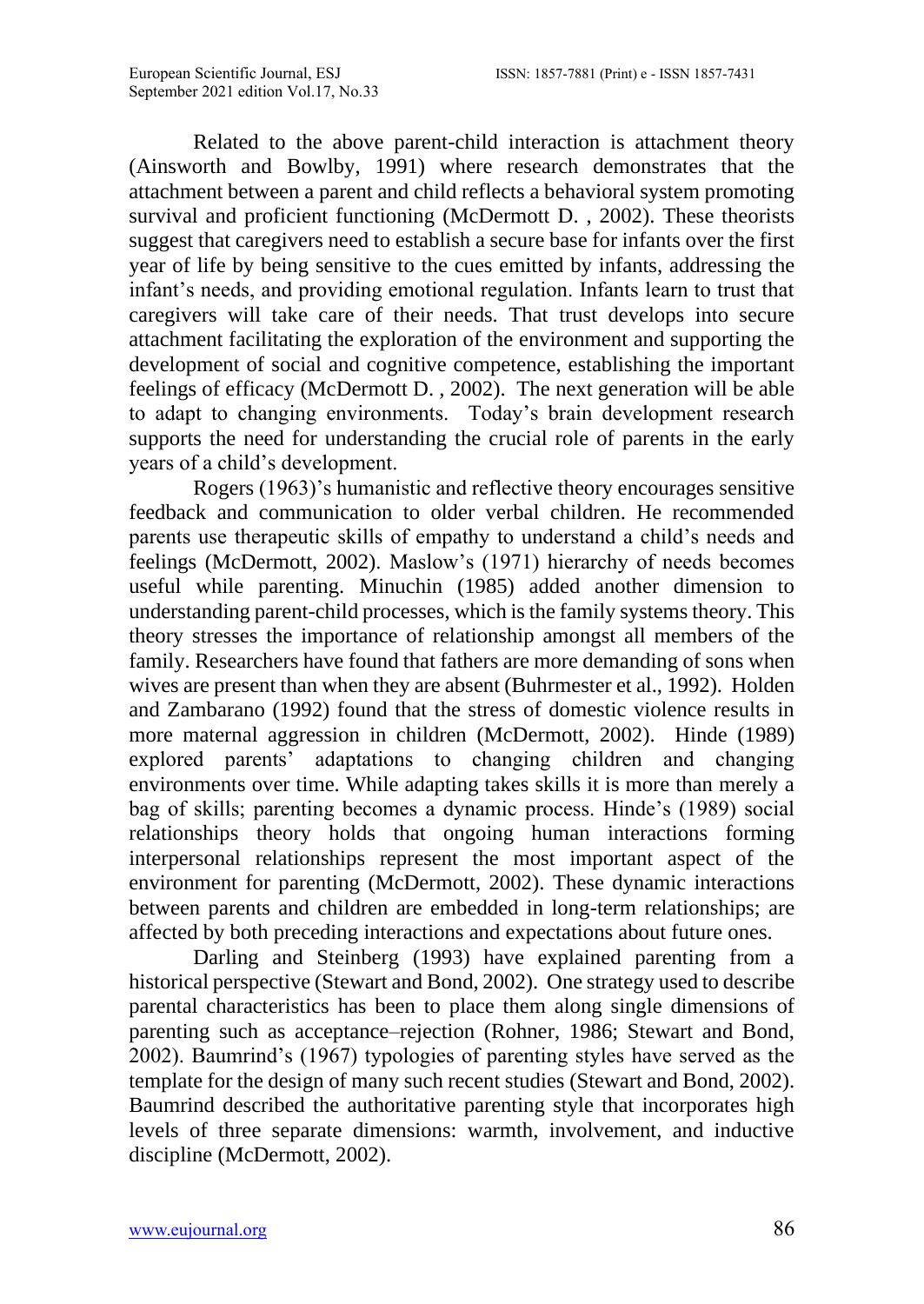Related to the above parent-child interaction is attachment theory (Ainsworth and Bowlby, 1991) where research demonstrates that the attachment between a parent and child reflects a behavioral system promoting survival and proficient functioning (McDermott D. , 2002). These theorists suggest that caregivers need to establish a secure base for infants over the first year of life by being sensitive to the cues emitted by infants, addressing the infant's needs, and providing emotional regulation. Infants learn to trust that caregivers will take care of their needs. That trust develops into secure attachment facilitating the exploration of the environment and supporting the development of social and cognitive competence, establishing the important feelings of efficacy (McDermott D. , 2002). The next generation will be able to adapt to changing environments. Today's brain development research supports the need for understanding the crucial role of parents in the early years of a child's development.

Rogers (1963)'s humanistic and reflective theory encourages sensitive feedback and communication to older verbal children. He recommended parents use therapeutic skills of empathy to understand a child's needs and feelings (McDermott, 2002). Maslow's (1971) hierarchy of needs becomes useful while parenting. Minuchin (1985) added another dimension to understanding parent-child processes, which is the family systems theory. This theory stresses the importance of relationship amongst all members of the family. Researchers have found that fathers are more demanding of sons when wives are present than when they are absent (Buhrmester et al., 1992). Holden and Zambarano (1992) found that the stress of domestic violence results in more maternal aggression in children (McDermott, 2002). Hinde (1989) explored parents' adaptations to changing children and changing environments over time. While adapting takes skills it is more than merely a bag of skills; parenting becomes a dynamic process. Hinde's (1989) social relationships theory holds that ongoing human interactions forming interpersonal relationships represent the most important aspect of the environment for parenting (McDermott, 2002). These dynamic interactions between parents and children are embedded in long-term relationships; are affected by both preceding interactions and expectations about future ones.

Darling and Steinberg (1993) have explained parenting from a historical perspective (Stewart and Bond, 2002). One strategy used to describe parental characteristics has been to place them along single dimensions of parenting such as acceptance–rejection (Rohner, 1986; Stewart and Bond, 2002). Baumrind's (1967) typologies of parenting styles have served as the template for the design of many such recent studies (Stewart and Bond, 2002). Baumrind described the authoritative parenting style that incorporates high levels of three separate dimensions: warmth, involvement, and inductive discipline (McDermott, 2002).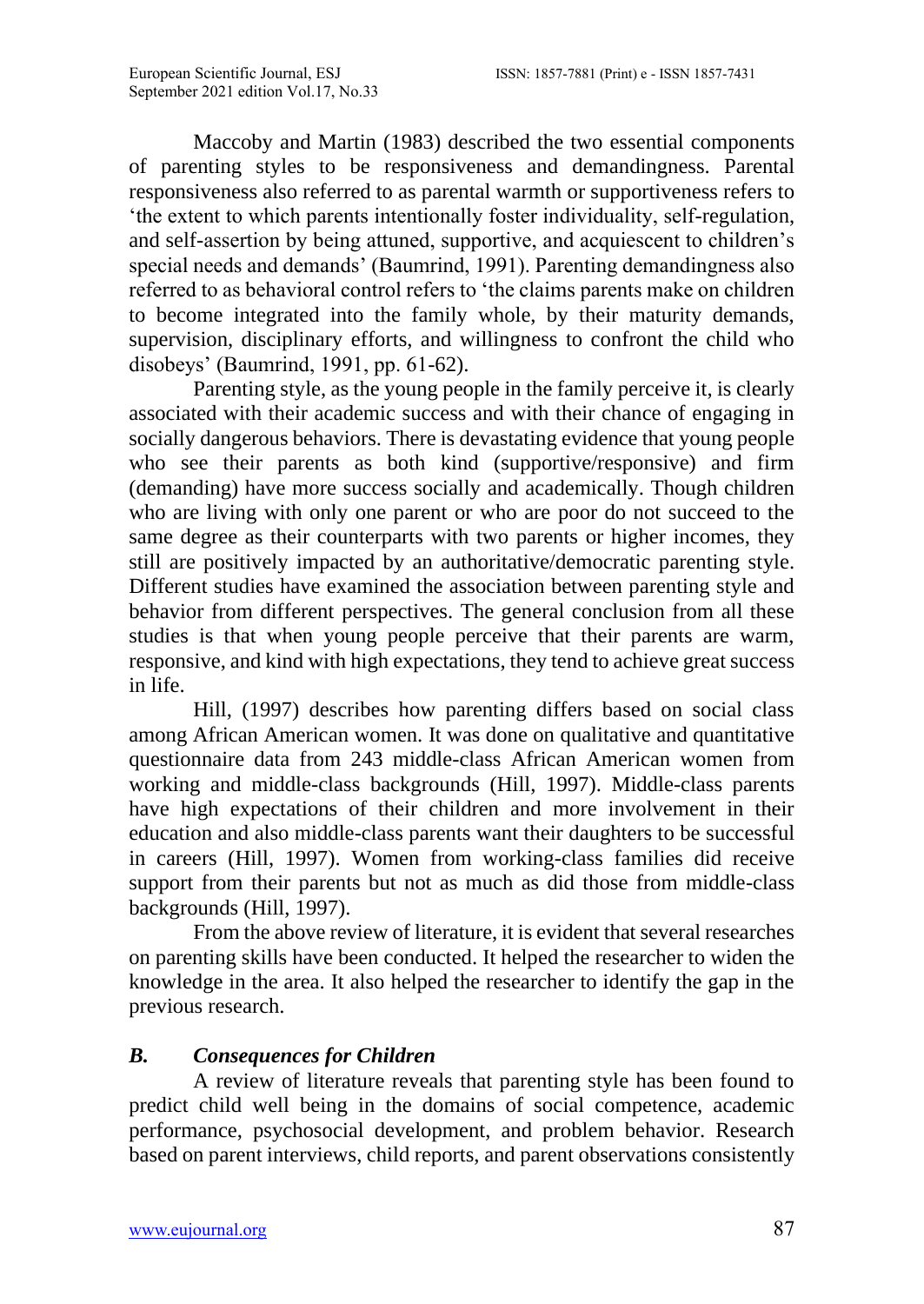Maccoby and Martin (1983) described the two essential components of parenting styles to be responsiveness and demandingness. Parental responsiveness also referred to as parental warmth or supportiveness refers to 'the extent to which parents intentionally foster individuality, self-regulation, and self-assertion by being attuned, supportive, and acquiescent to children's special needs and demands' (Baumrind, 1991). Parenting demandingness also referred to as behavioral control refers to 'the claims parents make on children to become integrated into the family whole, by their maturity demands, supervision, disciplinary efforts, and willingness to confront the child who disobeys' (Baumrind, 1991, pp. 61-62).

Parenting style, as the young people in the family perceive it, is clearly associated with their academic success and with their chance of engaging in socially dangerous behaviors. There is devastating evidence that young people who see their parents as both kind (supportive/responsive) and firm (demanding) have more success socially and academically. Though children who are living with only one parent or who are poor do not succeed to the same degree as their counterparts with two parents or higher incomes, they still are positively impacted by an authoritative/democratic parenting style. Different studies have examined the association between parenting style and behavior from different perspectives. The general conclusion from all these studies is that when young people perceive that their parents are warm, responsive, and kind with high expectations, they tend to achieve great success in life.

Hill, (1997) describes how parenting differs based on social class among African American women. It was done on qualitative and quantitative questionnaire data from 243 middle-class African American women from working and middle-class backgrounds (Hill, 1997). Middle-class parents have high expectations of their children and more involvement in their education and also middle-class parents want their daughters to be successful in careers (Hill, 1997). Women from working-class families did receive support from their parents but not as much as did those from middle-class backgrounds (Hill, 1997).

From the above review of literature, it is evident that several researches on parenting skills have been conducted. It helped the researcher to widen the knowledge in the area. It also helped the researcher to identify the gap in the previous research.

### *B. Consequences for Children*

A review of literature reveals that parenting style has been found to predict child well being in the domains of social competence, academic performance, psychosocial development, and problem behavior. Research based on parent interviews, child reports, and parent observations consistently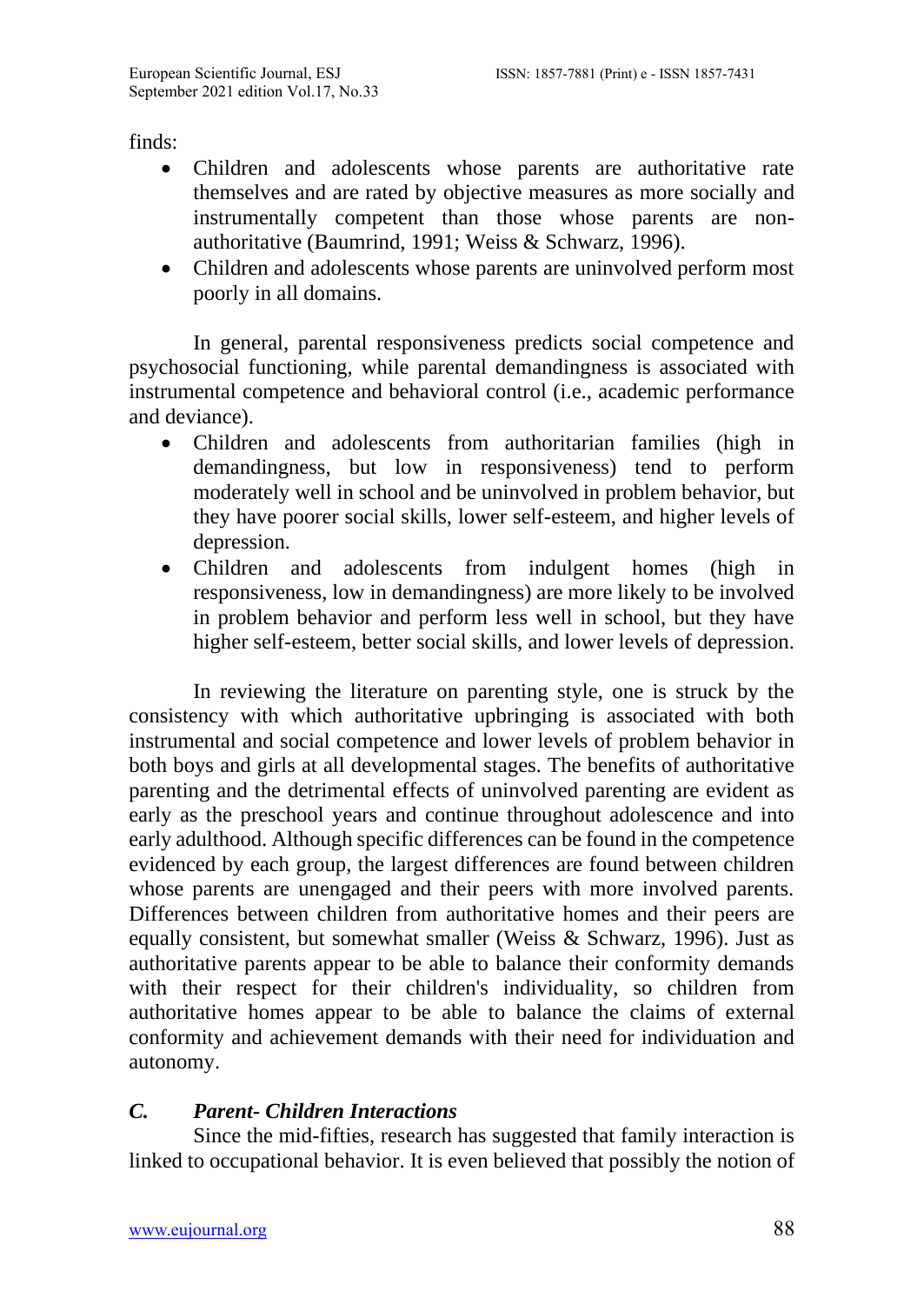finds:

- Children and adolescents whose parents are authoritative rate themselves and are rated by objective measures as more socially and instrumentally competent than those whose parents are non-authoritative (Baumrind, 1991; Weiss & Schwarz, 1996).
- Children and adolescents whose parents are uninvolved perform most poorly in all domains.

In general, parental responsiveness predicts social competence and psychosocial functioning, while parental demandingness is associated with instrumental competence and behavioral control (i.e., academic performance and deviance).

- Children and adolescents from authoritarian families (high in demandingness, but low in responsiveness) tend to perform moderately well in school and be uninvolved in problem behavior, but they have poorer social skills, lower self-esteem, and higher levels of depression.
- Children and adolescents from indulgent homes (high in responsiveness, low in demandingness) are more likely to be involved in problem behavior and perform less well in school, but they have higher self-esteem, better social skills, and lower levels of depression.

In reviewing the literature on parenting style, one is struck by the consistency with which authoritative upbringing is associated with both instrumental and social competence and lower levels of problem behavior in both boys and girls at all developmental stages. The benefits of authoritative parenting and the detrimental effects of uninvolved parenting are evident as early as the preschool years and continue throughout adolescence and into early adulthood. Although specific differences can be found in the competence evidenced by each group, the largest differences are found between children whose parents are unengaged and their peers with more involved parents. Differences between children from authoritative homes and their peers are equally consistent, but somewhat smaller (Weiss & Schwarz, 1996). Just as authoritative parents appear to be able to balance their conformity demands with their respect for their children's individuality, so children from authoritative homes appear to be able to balance the claims of external conformity and achievement demands with their need for individuation and autonomy.

### *C. Parent- Children Interactions*

Since the mid-fifties, research has suggested that family interaction is linked to occupational behavior. It is even believed that possibly the notion of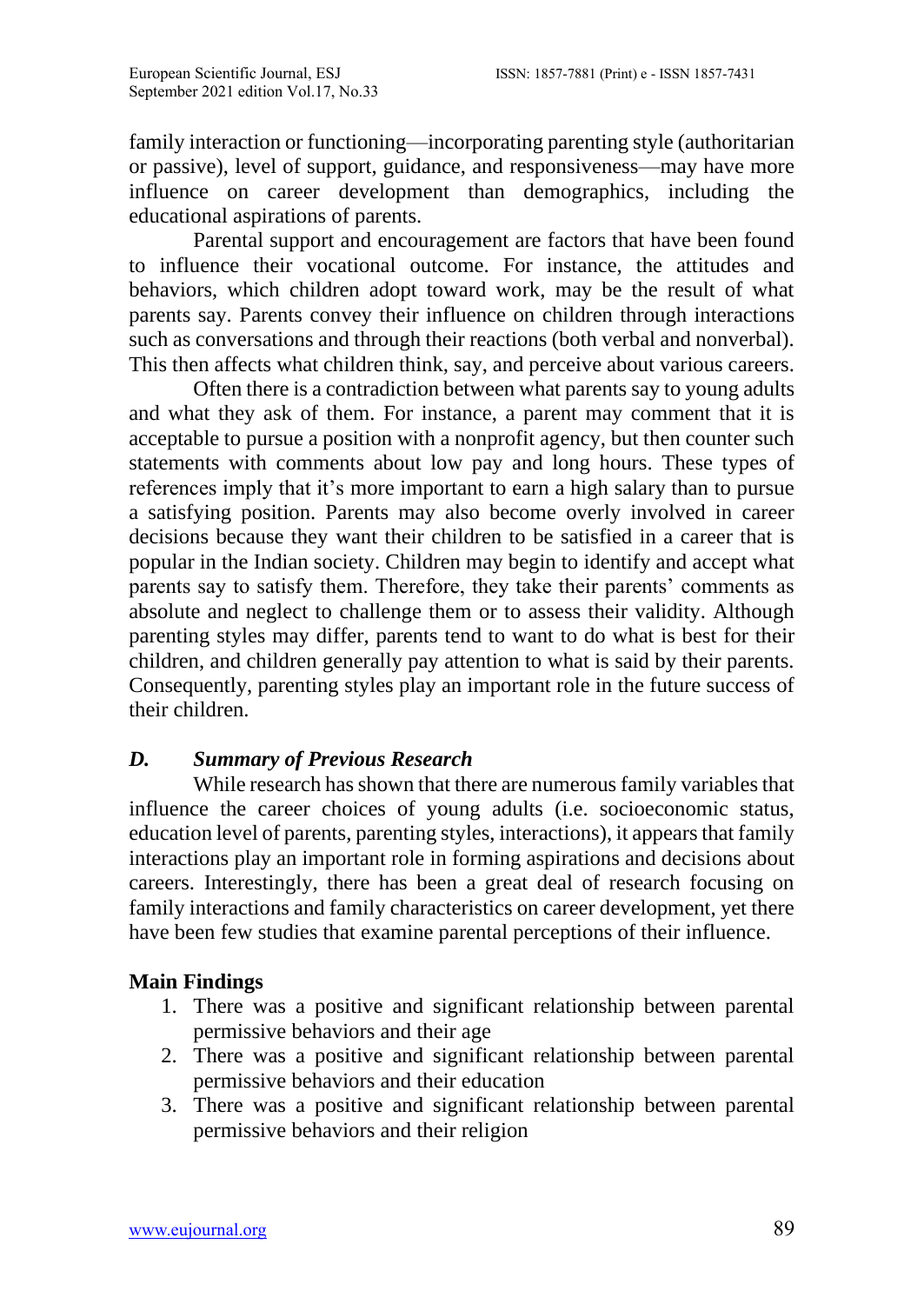family interaction or functioning—incorporating parenting style (authoritarian or passive), level of support, guidance, and responsiveness—may have more influence on career development than demographics, including the educational aspirations of parents.

Parental support and encouragement are factors that have been found to influence their vocational outcome. For instance, the attitudes and behaviors, which children adopt toward work, may be the result of what parents say. Parents convey their influence on children through interactions such as conversations and through their reactions (both verbal and nonverbal). This then affects what children think, say, and perceive about various careers.

Often there is a contradiction between what parents say to young adults and what they ask of them. For instance, a parent may comment that it is acceptable to pursue a position with a nonprofit agency, but then counter such statements with comments about low pay and long hours. These types of references imply that it's more important to earn a high salary than to pursue a satisfying position. Parents may also become overly involved in career decisions because they want their children to be satisfied in a career that is popular in the Indian society. Children may begin to identify and accept what parents say to satisfy them. Therefore, they take their parents' comments as absolute and neglect to challenge them or to assess their validity. Although parenting styles may differ, parents tend to want to do what is best for their children, and children generally pay attention to what is said by their parents. Consequently, parenting styles play an important role in the future success of their children.

### *D. Summary of Previous Research*

While research has shown that there are numerous family variables that influence the career choices of young adults (i.e. socioeconomic status, education level of parents, parenting styles, interactions), it appears that family interactions play an important role in forming aspirations and decisions about careers. Interestingly, there has been a great deal of research focusing on family interactions and family characteristics on career development, yet there have been few studies that examine parental perceptions of their influence.

**Main Findings**

1. There was a positive and significant relationship between parental permissive behaviors and their age
2. There was a positive and significant relationship between parental permissive behaviors and their education
3. There was a positive and significant relationship between parental permissive behaviors and their religion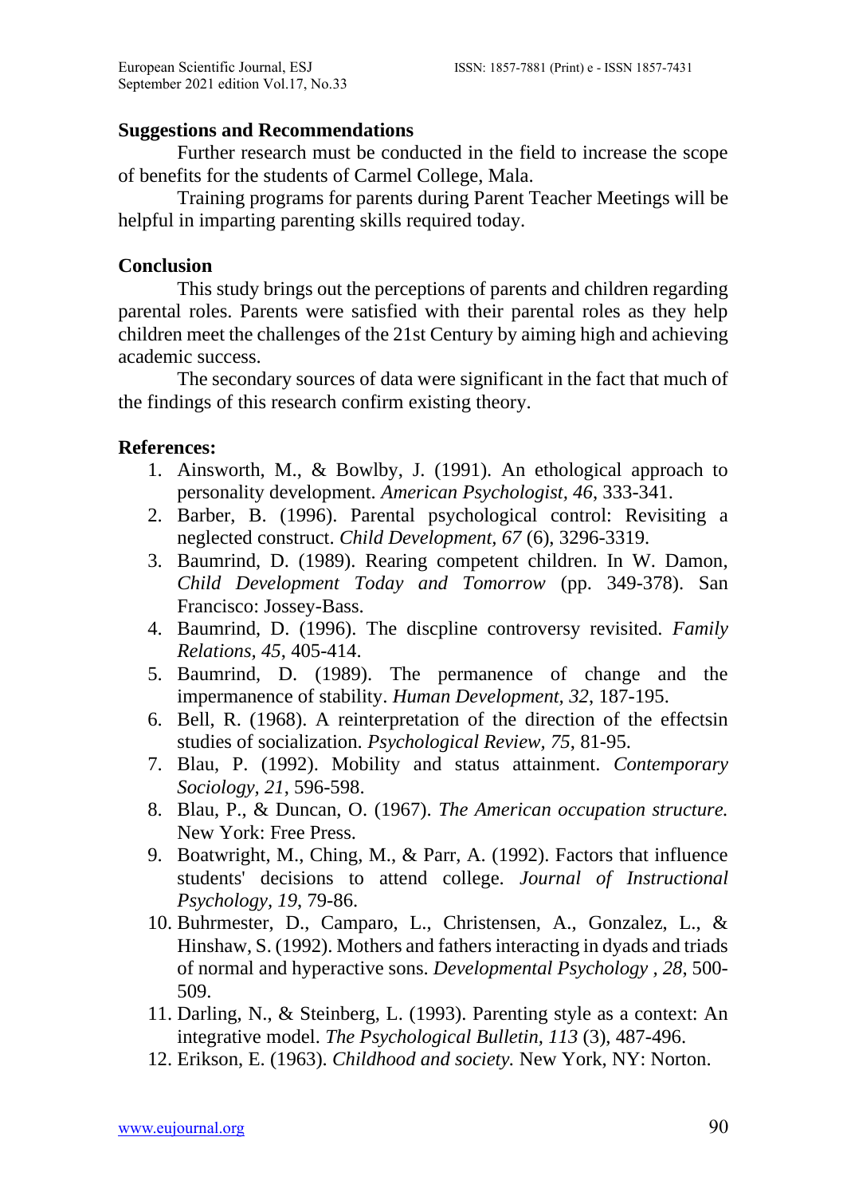## Suggestions and Recommendations

Further research must be conducted in the field to increase the scope of benefits for the students of Carmel College, Mala.

Training programs for parents during Parent Teacher Meetings will be helpful in imparting parenting skills required today.

## Conclusion

This study brings out the perceptions of parents and children regarding parental roles. Parents were satisfied with their parental roles as they help children meet the challenges of the 21st Century by aiming high and achieving academic success.

The secondary sources of data were significant in the fact that much of the findings of this research confirm existing theory.

## References:

1. Ainsworth, M., & Bowlby, J. (1991). An ethological approach to personality development. *American Psychologist, 46*, 333-341.
2. Barber, B. (1996). Parental psychological control: Revisiting a neglected construct. *Child Development*, *67* (6), 3296-3319.
3. Baumrind, D. (1989). Rearing competent children. In W. Damon, *Child Development Today and Tomorrow* (pp. 349-378). San Francisco: Jossey-Bass.
4. Baumrind, D. (1996). The discpline controversy revisited. *Family Relations, 45*, 405-414.
5. Baumrind, D. (1989). The permanence of change and the impermanence of stability. *Human Development, 32*, 187-195.
6. Bell, R. (1968). A reinterpretation of the direction of the effectsin studies of socialization. *Psychological Review, 75*, 81-95.
7. Blau, P. (1992). Mobility and status attainment. *Contemporary Sociology, 21*, 596-598.
8. Blau, P., & Duncan, O. (1967). *The American occupation structure.* New York: Free Press.
9. Boatwright, M., Ching, M., & Parr, A. (1992). Factors that influence students' decisions to attend college. *Journal of Instructional Psychology, 19*, 79-86.
10. Buhrmester, D., Camparo, L., Christensen, A., Gonzalez, L., & Hinshaw, S. (1992). Mothers and fathers interacting in dyads and triads of normal and hyperactive sons. *Developmental Psychology , 28*, 500-509.
11. Darling, N., & Steinberg, L. (1993). Parenting style as a context: An integrative model. *The Psychological Bulletin, 113* (3), 487-496.
12. Erikson, E. (1963). *Childhood and society.* New York, NY: Norton.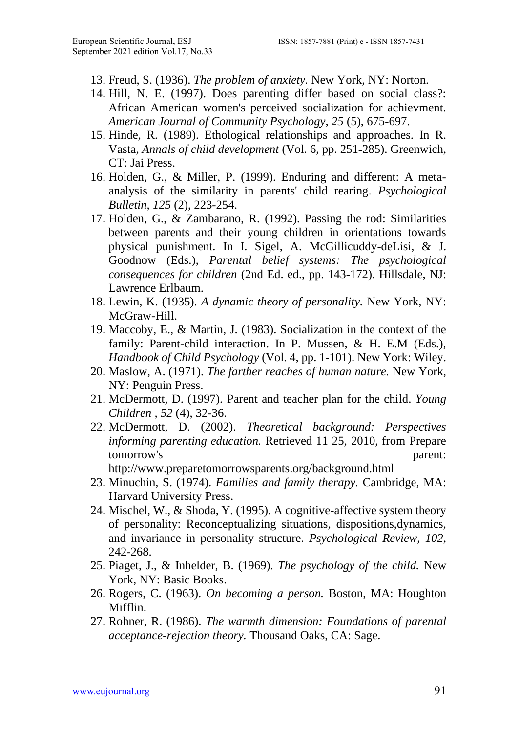13. Freud, S. (1936). *The problem of anxiety.* New York, NY: Norton.
14. Hill, N. E. (1997). Does parenting differ based on social class?: African American women's perceived socialization for achievment. *American Journal of Community Psychology, 25* (5), 675-697.
15. Hinde, R. (1989). Ethological relationships and approaches. In R. Vasta, *Annals of child development* (Vol. 6, pp. 251-285). Greenwich, CT: Jai Press.
16. Holden, G., & Miller, P. (1999). Enduring and different: A meta-analysis of the similarity in parents' child rearing. *Psychological Bulletin, 125* (2), 223-254.
17. Holden, G., & Zambarano, R. (1992). Passing the rod: Similarities between parents and their young children in orientations towards physical punishment. In I. Sigel, A. McGillicuddy-deLisi, & J. Goodnow (Eds.), *Parental belief systems: The psychological consequences for children* (2nd Ed. ed., pp. 143-172). Hillsdale, NJ: Lawrence Erlbaum.
18. Lewin, K. (1935). *A dynamic theory of personality.* New York, NY: McGraw-Hill.
19. Maccoby, E., & Martin, J. (1983). Socialization in the context of the family: Parent-child interaction. In P. Mussen, & H. E.M (Eds.), *Handbook of Child Psychology* (Vol. 4, pp. 1-101). New York: Wiley.
20. Maslow, A. (1971). *The farther reaches of human nature.* New York, NY: Penguin Press.
21. McDermott, D. (1997). Parent and teacher plan for the child. *Young Children , 52* (4), 32-36.
22. McDermott, D. (2002). *Theoretical background: Perspectives informing parenting education.* Retrieved 11 25, 2010, from Prepare tomorrow's parent: http://www.preparetomorrowsparents.org/backgound.html
23. Minuchin, S. (1974). *Families and family therapy.* Cambridge, MA: Harvard University Press.
24. Mischel, W., & Shoda, Y. (1995). A cognitive-affective system theory of personality: Reconceptualizing situations, dispositions,dynamics, and invariance in personality structure. *Psychological Review, 102*, 242-268.
25. Piaget, J., & Inhelder, B. (1969). *The psychology of the child.* New York, NY: Basic Books.
26. Rogers, C. (1963). *On becoming a person.* Boston, MA: Houghton Mifflin.
27. Rohner, R. (1986). *The warmth dimension: Foundations of parental acceptance-rejection theory.* Thousand Oaks, CA: Sage.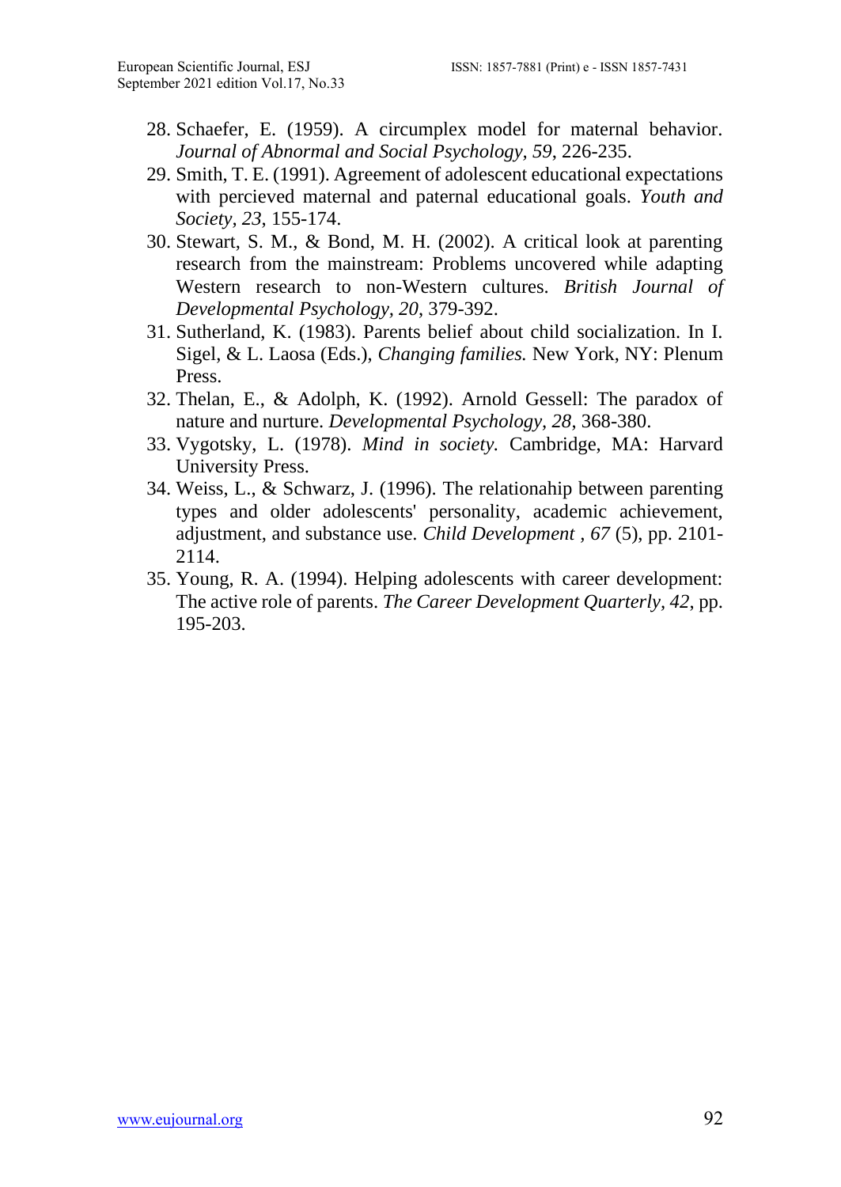28. Schaefer, E. (1959). A circumplex model for maternal behavior. *Journal of Abnormal and Social Psychology, 59*, 226-235.
29. Smith, T. E. (1991). Agreement of adolescent educational expectations with percieved maternal and paternal educational goals. *Youth and Society, 23*, 155-174.
30. Stewart, S. M., & Bond, M. H. (2002). A critical look at parenting research from the mainstream: Problems uncovered while adapting Western research to non-Western cultures. *British Journal of Developmental Psychology, 20*, 379-392.
31. Sutherland, K. (1983). Parents belief about child socialization. In I. Sigel, & L. Laosa (Eds.), *Changing families.* New York, NY: Plenum Press.
32. Thelan, E., & Adolph, K. (1992). Arnold Gessell: The paradox of nature and nurture. *Developmental Psychology, 28*, 368-380.
33. Vygotsky, L. (1978). *Mind in society.* Cambridge, MA: Harvard University Press.
34. Weiss, L., & Schwarz, J. (1996). The relationahip between parenting types and older adolescents' personality, academic achievement, adjustment, and substance use. *Child Development , 67* (5), pp. 2101-2114.
35. Young, R. A. (1994). Helping adolescents with career development: The active role of parents. *The Career Development Quarterly, 42*, pp. 195-203.